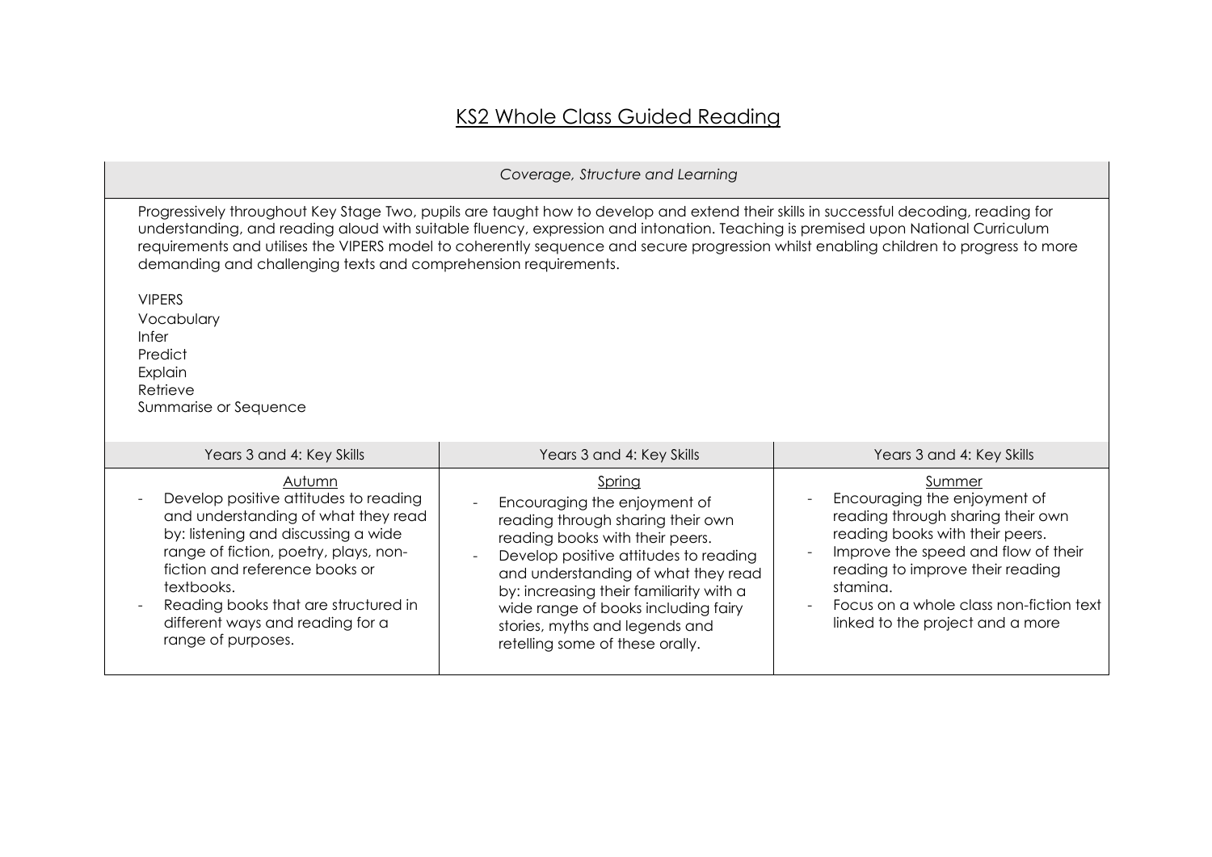# KS2 Whole Class Guided Reading

| *Coverage, Structure and Learning* |
|---|
| Progressively throughout Key Stage Two, pupils are taught how to develop and extend their skills in successful decoding, reading for understanding, and reading aloud with suitable fluency, expression and intonation. Teaching is premised upon National Curriculum requirements and utilises the VIPERS model to coherently sequence and secure progression whilst enabling children to progress to more demanding and challenging texts and comprehension requirements.<br><br>VIPERS<br>Vocabulary<br>Infer<br>Predict<br>Explain<br>Retrieve<br>Summarise or Sequence |

| Years 3 and 4: Key Skills | Years 3 and 4: Key Skills | Years 3 and 4: Key Skills |
|---|---|---|
| Autumn<br>- Develop positive attitudes to reading and understanding of what they read by: listening and discussing a wide range of fiction, poetry, plays, non-fiction and reference books or textbooks.<br>- Reading books that are structured in different ways and reading for a range of purposes. | Spring<br>- Encouraging the enjoyment of reading through sharing their own reading books with their peers.<br>- Develop positive attitudes to reading and understanding of what they read by: increasing their familiarity with a wide range of books including fairy stories, myths and legends and retelling some of these orally. | Summer<br>- Encouraging the enjoyment of reading through sharing their own reading books with their peers.<br>- Improve the speed and flow of their reading to improve their reading stamina.<br>- Focus on a whole class non-fiction text linked to the project and a more |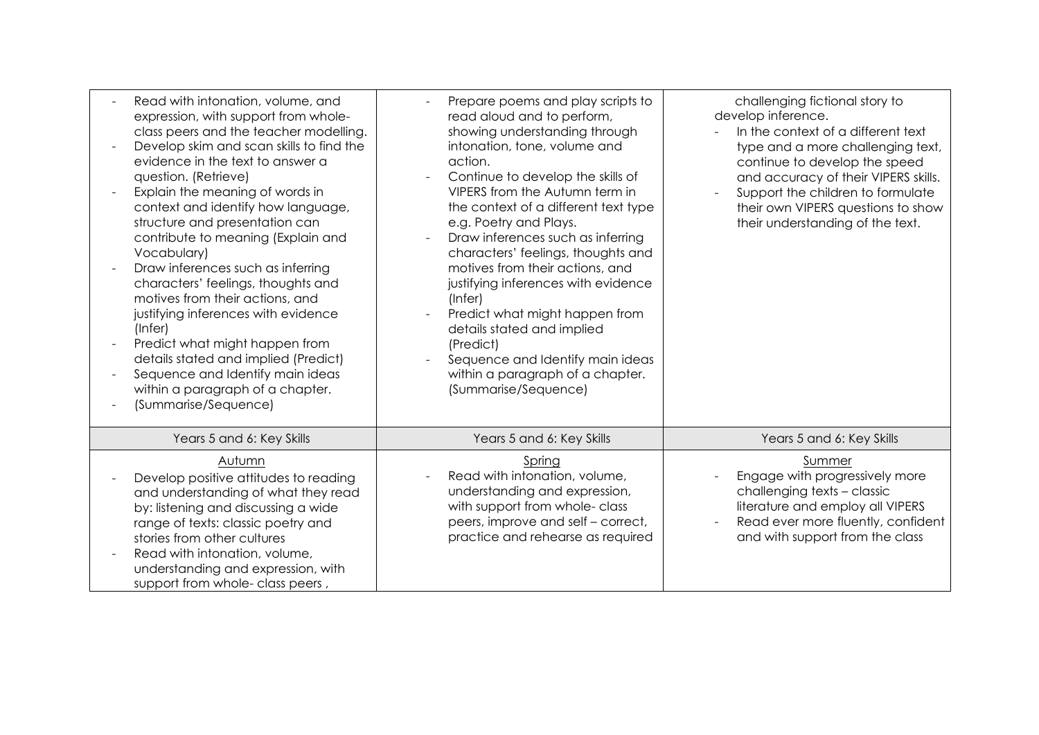| | | |
|---|---|---|
| - Read with intonation, volume, and expression, with support from whole-class peers and the teacher modelling.<br>- Develop skim and scan skills to find the evidence in the text to answer a question. (Retrieve)<br>- Explain the meaning of words in context and identify how language, structure and presentation can contribute to meaning (Explain and Vocabulary)<br>- Draw inferences such as inferring characters' feelings, thoughts and motives from their actions, and justifying inferences with evidence (Infer)<br>- Predict what might happen from details stated and implied (Predict)<br>- Sequence and Identify main ideas within a paragraph of a chapter.<br>- (Summarise/Sequence) | - Prepare poems and play scripts to read aloud and to perform, showing understanding through intonation, tone, volume and action.<br>- Continue to develop the skills of VIPERS from the Autumn term in the context of a different text type e.g. Poetry and Plays.<br>- Draw inferences such as inferring characters' feelings, thoughts and motives from their actions, and justifying inferences with evidence (Infer)<br>- Predict what might happen from details stated and implied (Predict)<br>- Sequence and Identify main ideas within a paragraph of a chapter. (Summarise/Sequence) | challenging fictional story to develop inference.<br>- In the context of a different text type and a more challenging text, continue to develop the speed and accuracy of their VIPERS skills.<br>- Support the children to formulate their own VIPERS questions to show their understanding of the text. |
| Years 5 and 6: Key Skills | Years 5 and 6: Key Skills | Years 5 and 6: Key Skills |
| Autumn<br>- Develop positive attitudes to reading and understanding of what they read by: listening and discussing a wide range of texts: classic poetry and stories from other cultures<br>- Read with intonation, volume, understanding and expression, with support from whole- class peers , | Spring<br>- Read with intonation, volume, understanding and expression, with support from whole- class peers, improve and self – correct, practice and rehearse as required | Summer<br>- Engage with progressively more challenging texts – classic literature and employ all VIPERS<br>- Read ever more fluently, confident and with support from the class |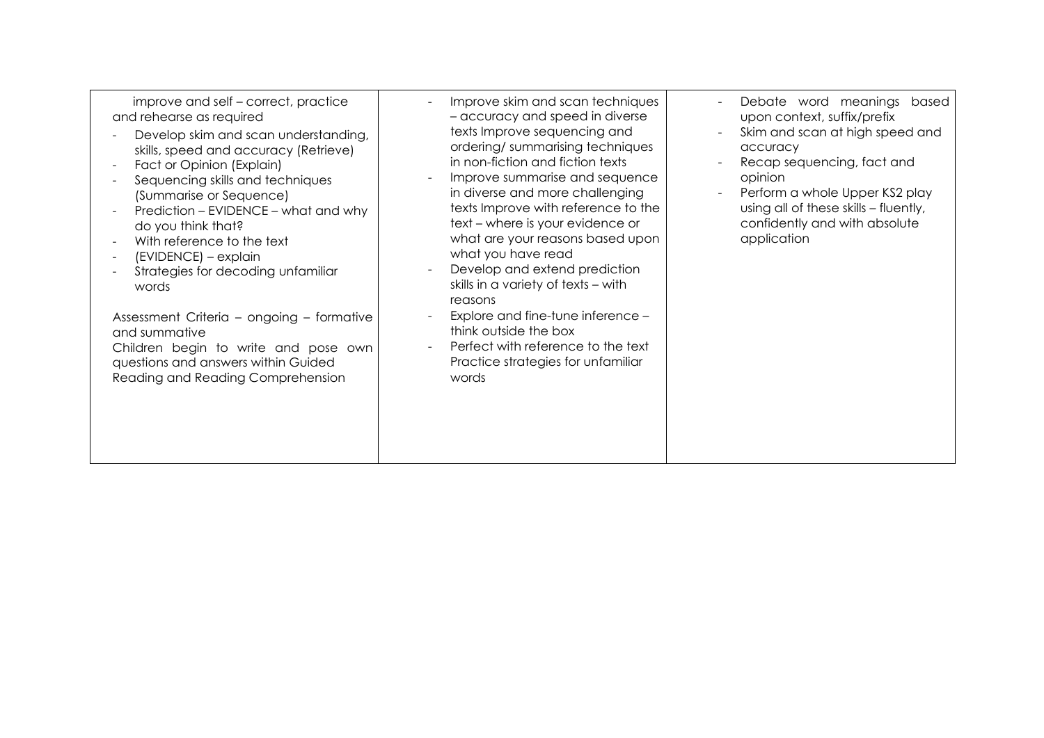| | | |
|---|---|---|
| improve and self – correct, practice and rehearse as required<br>- Develop skim and scan understanding, skills, speed and accuracy (Retrieve)<br>- Fact or Opinion (Explain)<br>- Sequencing skills and techniques (Summarise or Sequence)<br>- Prediction – EVIDENCE – what and why do you think that?<br>- With reference to the text<br>- (EVIDENCE) – explain<br>- Strategies for decoding unfamiliar words<br><br>Assessment Criteria – ongoing – formative and summative<br>Children begin to write and pose own questions and answers within Guided Reading and Reading Comprehension | - Improve skim and scan techniques – accuracy and speed in diverse texts Improve sequencing and ordering/ summarising techniques in non-fiction and fiction texts<br>- Improve summarise and sequence in diverse and more challenging texts Improve with reference to the text – where is your evidence or what are your reasons based upon what you have read<br>- Develop and extend prediction skills in a variety of texts – with reasons<br>- Explore and fine-tune inference – think outside the box<br>- Perfect with reference to the text Practice strategies for unfamiliar words | - Debate word meanings based upon context, suffix/prefix<br>- Skim and scan at high speed and accuracy<br>- Recap sequencing, fact and opinion<br>- Perform a whole Upper KS2 play using all of these skills – fluently, confidently and with absolute application |